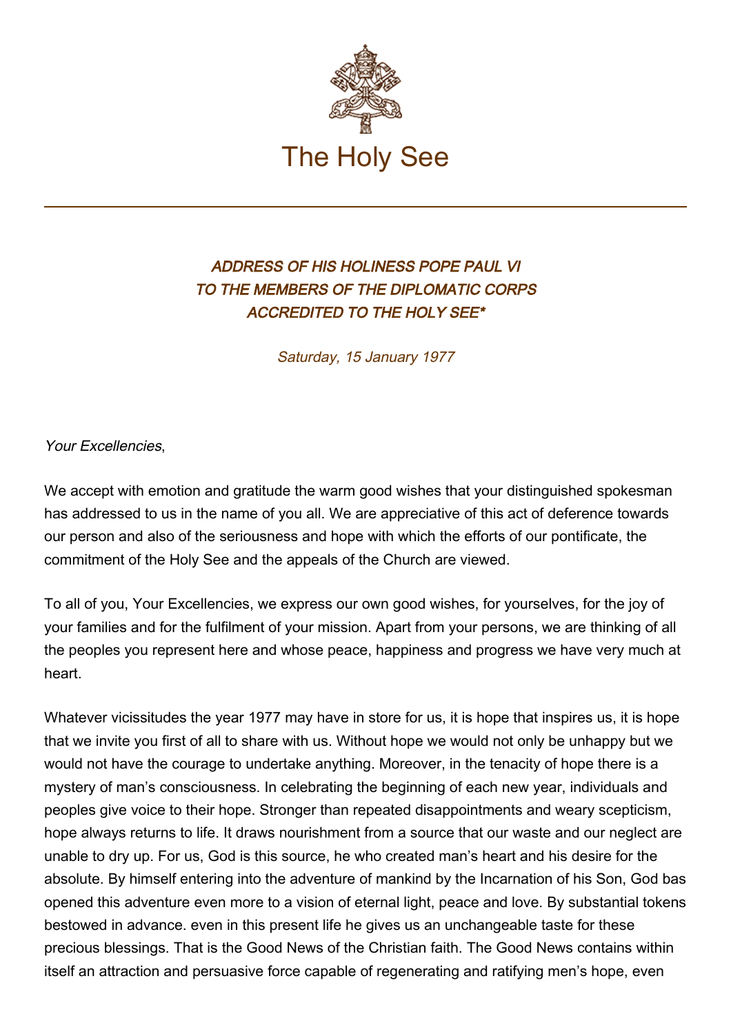# The Holy See

### *ADDRESS OF HIS HOLINESS POPE PAUL VI TO THE MEMBERS OF THE DIPLOMATIC CORPS ACCREDITED TO THE HOLY SEE**

*Saturday, 15 January 1977*

*Your Excellencies*,

We accept with emotion and gratitude the warm good wishes that your distinguished spokesman has addressed to us in the name of you all. We are appreciative of this act of deference towards our person and also of the seriousness and hope with which the efforts of our pontificate, the commitment of the Holy See and the appeals of the Church are viewed.

To all of you, Your Excellencies, we express our own good wishes, for yourselves, for the joy of your families and for the fulfilment of your mission. Apart from your persons, we are thinking of all the peoples you represent here and whose peace, happiness and progress we have very much at heart.

Whatever vicissitudes the year 1977 may have in store for us, it is hope that inspires us, it is hope that we invite you first of all to share with us. Without hope we would not only be unhappy but we would not have the courage to undertake anything. Moreover, in the tenacity of hope there is a mystery of man's consciousness. In celebrating the beginning of each new year, individuals and peoples give voice to their hope. Stronger than repeated disappointments and weary scepticism, hope always returns to life. It draws nourishment from a source that our waste and our neglect are unable to dry up. For us, God is this source, he who created man's heart and his desire for the absolute. By himself entering into the adventure of mankind by the Incarnation of his Son, God bas opened this adventure even more to a vision of eternal light, peace and love. By substantial tokens bestowed in advance. even in this present life he gives us an unchangeable taste for these precious blessings. That is the Good News of the Christian faith. The Good News contains within itself an attraction and persuasive force capable of regenerating and ratifying men's hope, even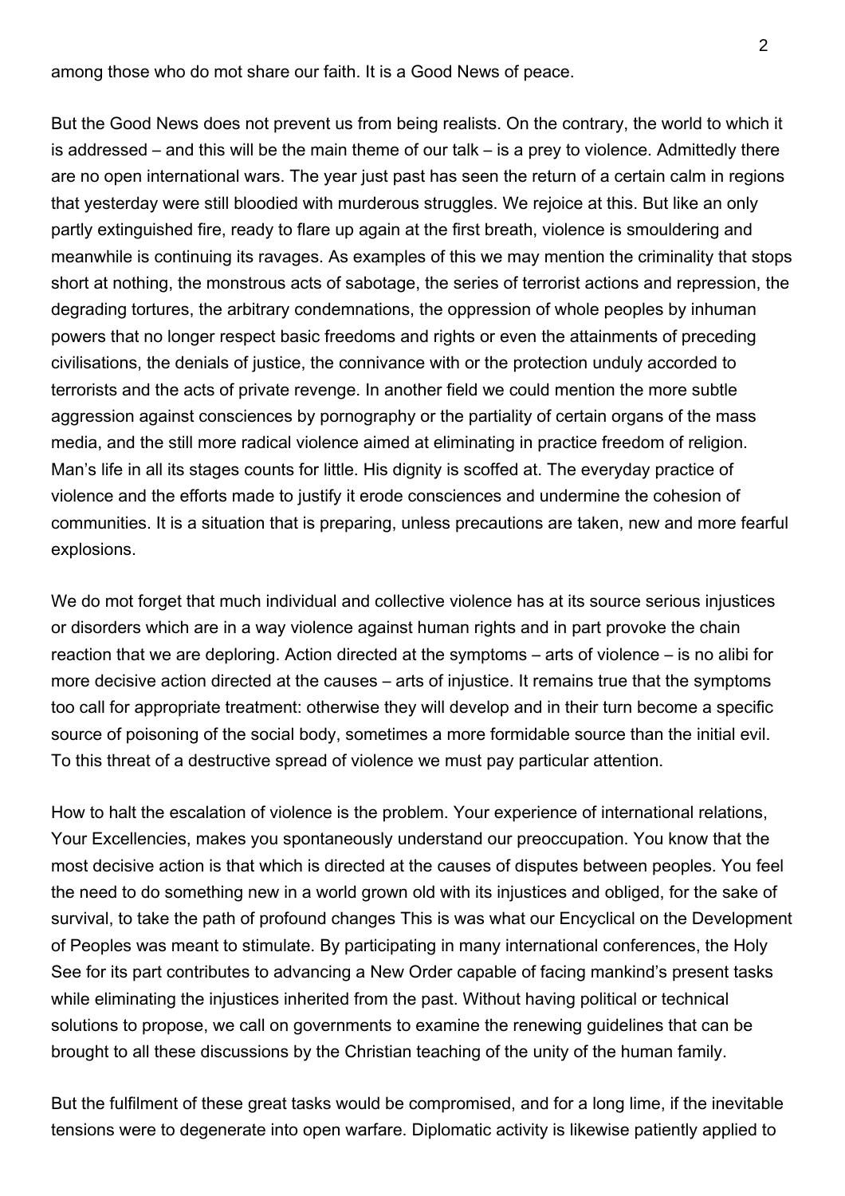among those who do mot share our faith. It is a Good News of peace.

But the Good News does not prevent us from being realists. On the contrary, the world to which it is addressed – and this will be the main theme of our talk – is a prey to violence. Admittedly there are no open international wars. The year just past has seen the return of a certain calm in regions that yesterday were still bloodied with murderous struggles. We rejoice at this. But like an only partly extinguished fire, ready to flare up again at the first breath, violence is smouldering and meanwhile is continuing its ravages. As examples of this we may mention the criminality that stops short at nothing, the monstrous acts of sabotage, the series of terrorist actions and repression, the degrading tortures, the arbitrary condemnations, the oppression of whole peoples by inhuman powers that no longer respect basic freedoms and rights or even the attainments of preceding civilisations, the denials of justice, the connivance with or the protection unduly accorded to terrorists and the acts of private revenge. In another field we could mention the more subtle aggression against consciences by pornography or the partiality of certain organs of the mass media, and the still more radical violence aimed at eliminating in practice freedom of religion. Man's life in all its stages counts for little. His dignity is scoffed at. The everyday practice of violence and the efforts made to justify it erode consciences and undermine the cohesion of communities. It is a situation that is preparing, unless precautions are taken, new and more fearful explosions.

We do mot forget that much individual and collective violence has at its source serious injustices or disorders which are in a way violence against human rights and in part provoke the chain reaction that we are deploring. Action directed at the symptoms – arts of violence – is no alibi for more decisive action directed at the causes – arts of injustice. It remains true that the symptoms too call for appropriate treatment: otherwise they will develop and in their turn become a specific source of poisoning of the social body, sometimes a more formidable source than the initial evil. To this threat of a destructive spread of violence we must pay particular attention.

How to halt the escalation of violence is the problem. Your experience of international relations, Your Excellencies, makes you spontaneously understand our preoccupation. You know that the most decisive action is that which is directed at the causes of disputes between peoples. You feel the need to do something new in a world grown old with its injustices and obliged, for the sake of survival, to take the path of profound changes This is was what our Encyclical on the Development of Peoples was meant to stimulate. By participating in many international conferences, the Holy See for its part contributes to advancing a New Order capable of facing mankind's present tasks while eliminating the injustices inherited from the past. Without having political or technical solutions to propose, we call on governments to examine the renewing guidelines that can be brought to all these discussions by the Christian teaching of the unity of the human family.

But the fulfilment of these great tasks would be compromised, and for a long lime, if the inevitable tensions were to degenerate into open warfare. Diplomatic activity is likewise patiently applied to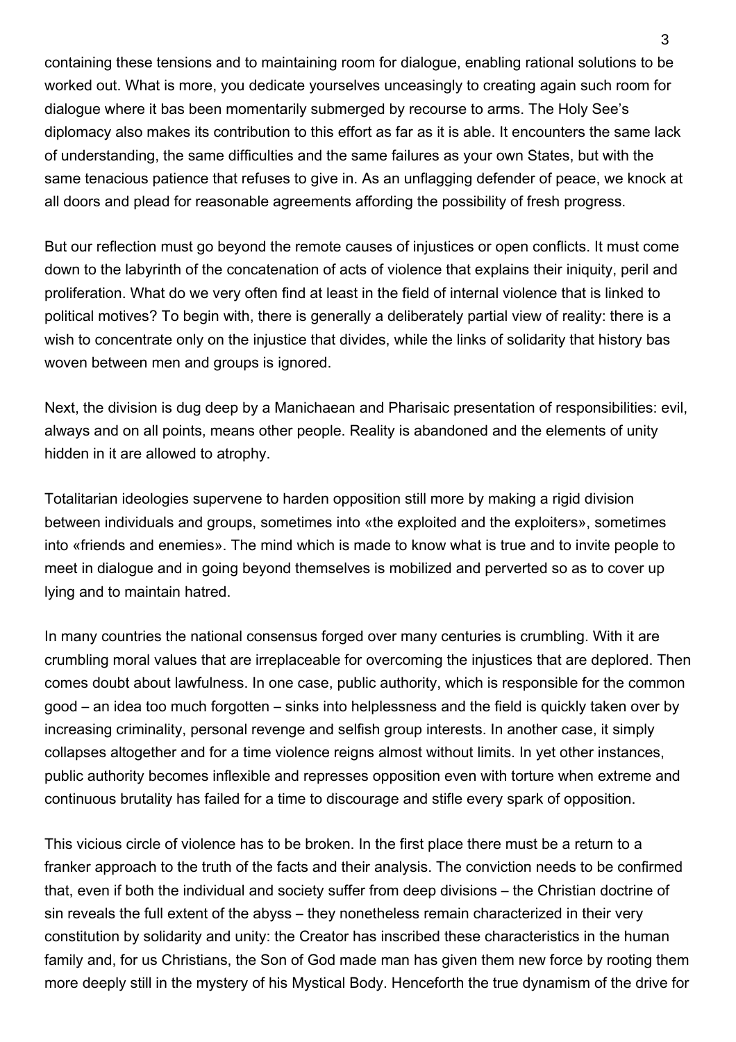containing these tensions and to maintaining room for dialogue, enabling rational solutions to be worked out. What is more, you dedicate yourselves unceasingly to creating again such room for dialogue where it bas been momentarily submerged by recourse to arms. The Holy See's diplomacy also makes its contribution to this effort as far as it is able. It encounters the same lack of understanding, the same difficulties and the same failures as your own States, but with the same tenacious patience that refuses to give in. As an unflagging defender of peace, we knock at all doors and plead for reasonable agreements affording the possibility of fresh progress.

But our reflection must go beyond the remote causes of injustices or open conflicts. It must come down to the labyrinth of the concatenation of acts of violence that explains their iniquity, peril and proliferation. What do we very often find at least in the field of internal violence that is linked to political motives? To begin with, there is generally a deliberately partial view of reality: there is a wish to concentrate only on the injustice that divides, while the links of solidarity that history bas woven between men and groups is ignored.

Next, the division is dug deep by a Manichaean and Pharisaic presentation of responsibilities: evil, always and on all points, means other people. Reality is abandoned and the elements of unity hidden in it are allowed to atrophy.

Totalitarian ideologies supervene to harden opposition still more by making a rigid division between individuals and groups, sometimes into «the exploited and the exploiters», sometimes into «friends and enemies». The mind which is made to know what is true and to invite people to meet in dialogue and in going beyond themselves is mobilized and perverted so as to cover up lying and to maintain hatred.

In many countries the national consensus forged over many centuries is crumbling. With it are crumbling moral values that are irreplaceable for overcoming the injustices that are deplored. Then comes doubt about lawfulness. In one case, public authority, which is responsible for the common good – an idea too much forgotten – sinks into helplessness and the field is quickly taken over by increasing criminality, personal revenge and selfish group interests. In another case, it simply collapses altogether and for a time violence reigns almost without limits. In yet other instances, public authority becomes inflexible and represses opposition even with torture when extreme and continuous brutality has failed for a time to discourage and stifle every spark of opposition.

This vicious circle of violence has to be broken. In the first place there must be a return to a franker approach to the truth of the facts and their analysis. The conviction needs to be confirmed that, even if both the individual and society suffer from deep divisions – the Christian doctrine of sin reveals the full extent of the abyss – they nonetheless remain characterized in their very constitution by solidarity and unity: the Creator has inscribed these characteristics in the human family and, for us Christians, the Son of God made man has given them new force by rooting them more deeply still in the mystery of his Mystical Body. Henceforth the true dynamism of the drive for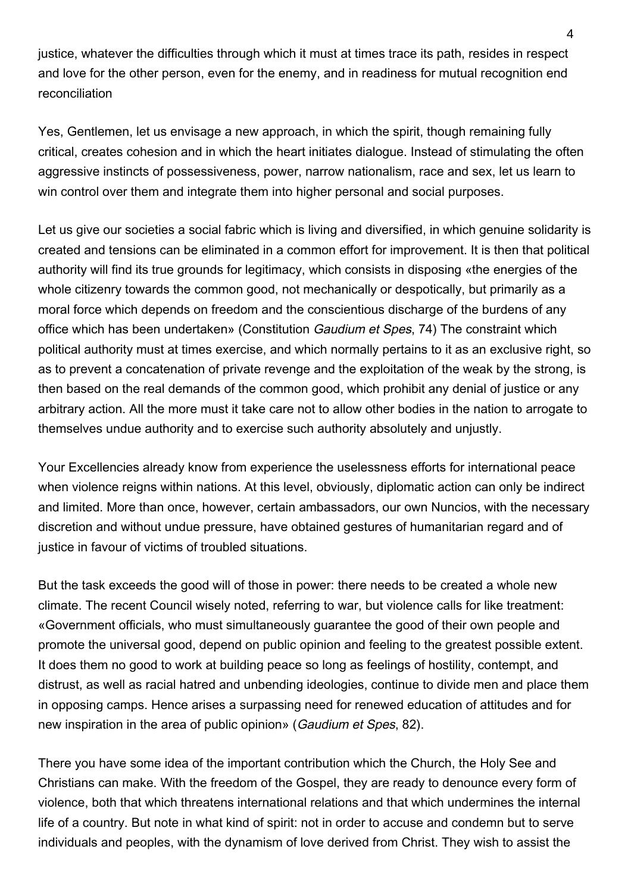justice, whatever the difficulties through which it must at times trace its path, resides in respect and love for the other person, even for the enemy, and in readiness for mutual recognition end reconciliation

Yes, Gentlemen, let us envisage a new approach, in which the spirit, though remaining fully critical, creates cohesion and in which the heart initiates dialogue. Instead of stimulating the often aggressive instincts of possessiveness, power, narrow nationalism, race and sex, let us learn to win control over them and integrate them into higher personal and social purposes.

Let us give our societies a social fabric which is living and diversified, in which genuine solidarity is created and tensions can be eliminated in a common effort for improvement. It is then that political authority will find its true grounds for legitimacy, which consists in disposing «the energies of the whole citizenry towards the common good, not mechanically or despotically, but primarily as a moral force which depends on freedom and the conscientious discharge of the burdens of any office which has been undertaken» (Constitution *Gaudium et Spes*, 74) The constraint which political authority must at times exercise, and which normally pertains to it as an exclusive right, so as to prevent a concatenation of private revenge and the exploitation of the weak by the strong, is then based on the real demands of the common good, which prohibit any denial of justice or any arbitrary action. All the more must it take care not to allow other bodies in the nation to arrogate to themselves undue authority and to exercise such authority absolutely and unjustly.

Your Excellencies already know from experience the uselessness efforts for international peace when violence reigns within nations. At this level, obviously, diplomatic action can only be indirect and limited. More than once, however, certain ambassadors, our own Nuncios, with the necessary discretion and without undue pressure, have obtained gestures of humanitarian regard and of justice in favour of victims of troubled situations.

But the task exceeds the good will of those in power: there needs to be created a whole new climate. The recent Council wisely noted, referring to war, but violence calls for like treatment: «Government officials, who must simultaneously guarantee the good of their own people and promote the universal good, depend on public opinion and feeling to the greatest possible extent. It does them no good to work at building peace so long as feelings of hostility, contempt, and distrust, as well as racial hatred and unbending ideologies, continue to divide men and place them in opposing camps. Hence arises a surpassing need for renewed education of attitudes and for new inspiration in the area of public opinion» (*Gaudium et Spes*, 82).

There you have some idea of the important contribution which the Church, the Holy See and Christians can make. With the freedom of the Gospel, they are ready to denounce every form of violence, both that which threatens international relations and that which undermines the internal life of a country. But note in what kind of spirit: not in order to accuse and condemn but to serve individuals and peoples, with the dynamism of love derived from Christ. They wish to assist the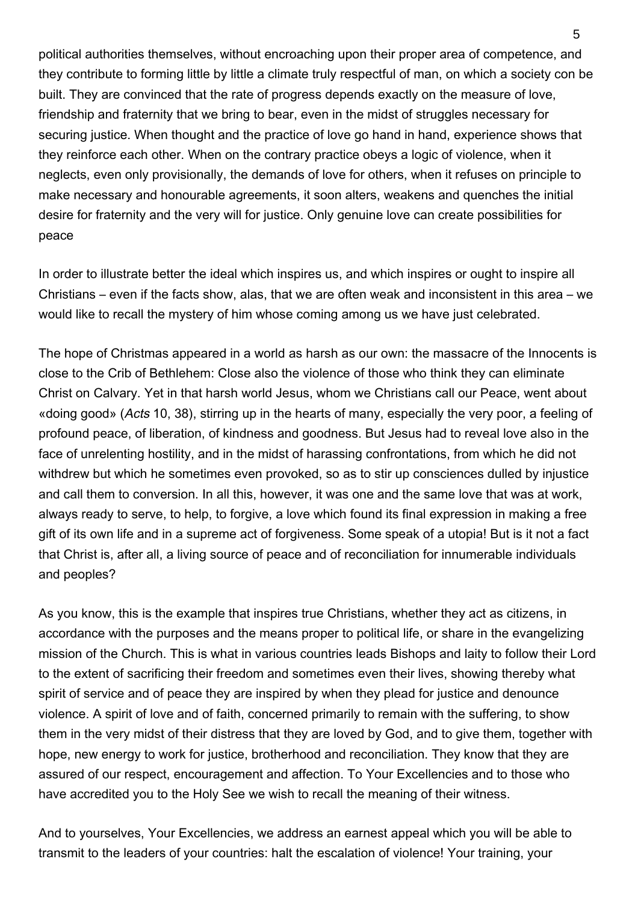political authorities themselves, without encroaching upon their proper area of competence, and they contribute to forming little by little a climate truly respectful of man, on which a society con be built. They are convinced that the rate of progress depends exactly on the measure of love, friendship and fraternity that we bring to bear, even in the midst of struggles necessary for securing justice. When thought and the practice of love go hand in hand, experience shows that they reinforce each other. When on the contrary practice obeys a logic of violence, when it neglects, even only provisionally, the demands of love for others, when it refuses on principle to make necessary and honourable agreements, it soon alters, weakens and quenches the initial desire for fraternity and the very will for justice. Only genuine love can create possibilities for peace

In order to illustrate better the ideal which inspires us, and which inspires or ought to inspire all Christians – even if the facts show, alas, that we are often weak and inconsistent in this area – we would like to recall the mystery of him whose coming among us we have just celebrated.

The hope of Christmas appeared in a world as harsh as our own: the massacre of the Innocents is close to the Crib of Bethlehem: Close also the violence of those who think they can eliminate Christ on Calvary. Yet in that harsh world Jesus, whom we Christians call our Peace, went about «doing good» (*Acts* 10, 38), stirring up in the hearts of many, especially the very poor, a feeling of profound peace, of liberation, of kindness and goodness. But Jesus had to reveal love also in the face of unrelenting hostility, and in the midst of harassing confrontations, from which he did not withdrew but which he sometimes even provoked, so as to stir up consciences dulled by injustice and call them to conversion. In all this, however, it was one and the same love that was at work, always ready to serve, to help, to forgive, a love which found its final expression in making a free gift of its own life and in a supreme act of forgiveness. Some speak of a utopia! But is it not a fact that Christ is, after all, a living source of peace and of reconciliation for innumerable individuals and peoples?

As you know, this is the example that inspires true Christians, whether they act as citizens, in accordance with the purposes and the means proper to political life, or share in the evangelizing mission of the Church. This is what in various countries leads Bishops and laity to follow their Lord to the extent of sacrificing their freedom and sometimes even their lives, showing thereby what spirit of service and of peace they are inspired by when they plead for justice and denounce violence. A spirit of love and of faith, concerned primarily to remain with the suffering, to show them in the very midst of their distress that they are loved by God, and to give them, together with hope, new energy to work for justice, brotherhood and reconciliation. They know that they are assured of our respect, encouragement and affection. To Your Excellencies and to those who have accredited you to the Holy See we wish to recall the meaning of their witness.

And to yourselves, Your Excellencies, we address an earnest appeal which you will be able to transmit to the leaders of your countries: halt the escalation of violence! Your training, your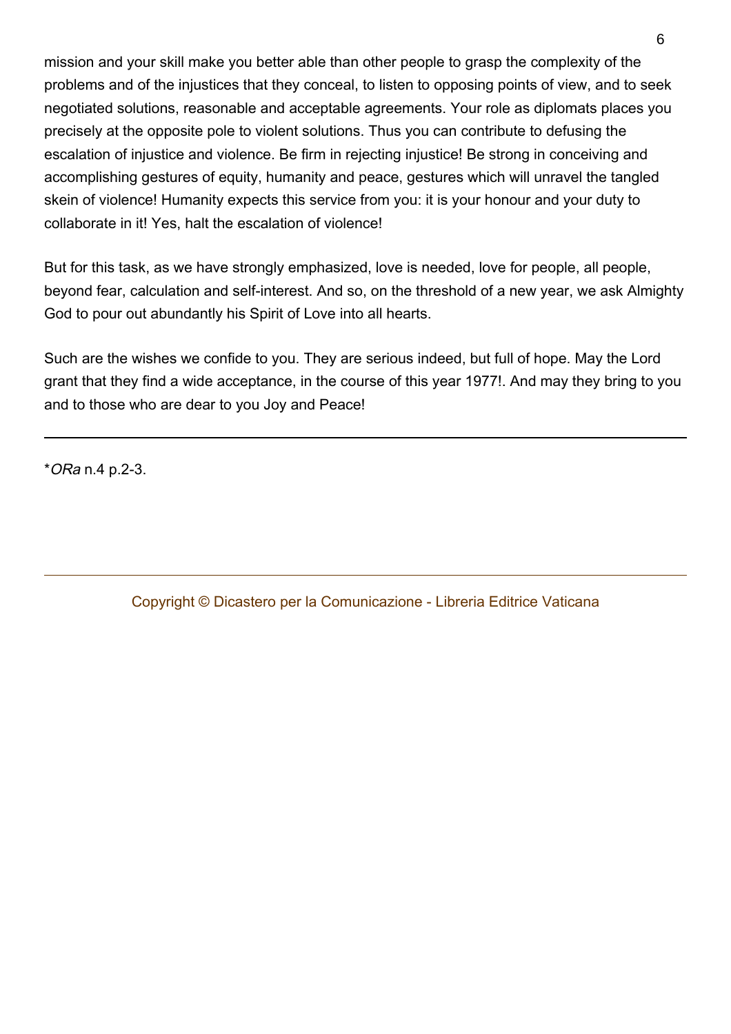mission and your skill make you better able than other people to grasp the complexity of the problems and of the injustices that they conceal, to listen to opposing points of view, and to seek negotiated solutions, reasonable and acceptable agreements. Your role as diplomats places you precisely at the opposite pole to violent solutions. Thus you can contribute to defusing the escalation of injustice and violence. Be firm in rejecting injustice! Be strong in conceiving and accomplishing gestures of equity, humanity and peace, gestures which will unravel the tangled skein of violence! Humanity expects this service from you: it is your honour and your duty to collaborate in it! Yes, halt the escalation of violence!

But for this task, as we have strongly emphasized, love is needed, love for people, all people, beyond fear, calculation and self-interest. And so, on the threshold of a new year, we ask Almighty God to pour out abundantly his Spirit of Love into all hearts.

Such are the wishes we confide to you. They are serious indeed, but full of hope. May the Lord grant that they find a wide acceptance, in the course of this year 1977!. And may they bring to you and to those who are dear to you Joy and Peace!

---

*\**ORa* n.4 p.2-3.

---

Copyright © Dicastero per la Comunicazione - Libreria Editrice Vaticana